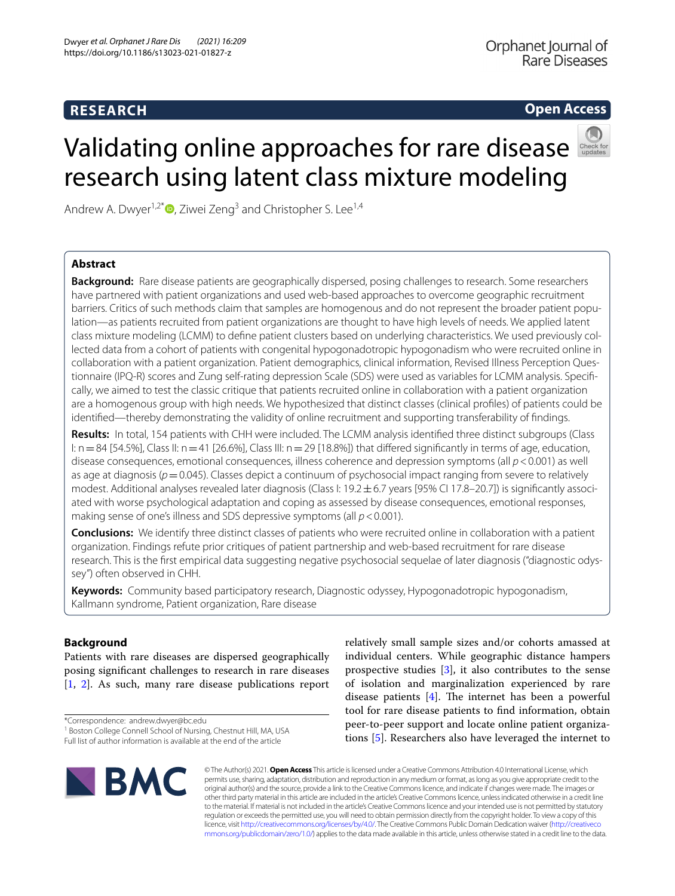RESEARCH

Open Access

# Validating online approaches for rare disease research using latent class mixture modeling

Andrew A. Dwyer[1,2*], Ziwei Zeng[3] and Christopher S. Lee[1,4]

## Abstract

**Background:** Rare disease patients are geographically dispersed, posing challenges to research. Some researchers have partnered with patient organizations and used web-based approaches to overcome geographic recruitment barriers. Critics of such methods claim that samples are homogenous and do not represent the broader patient population—as patients recruited from patient organizations are thought to have high levels of needs. We applied latent class mixture modeling (LCMM) to define patient clusters based on underlying characteristics. We used previously collected data from a cohort of patients with congenital hypogonadotropic hypogonadism who were recruited online in collaboration with a patient organization. Patient demographics, clinical information, Revised Illness Perception Questionnaire (IPQ-R) scores and Zung self-rating depression Scale (SDS) were used as variables for LCMM analysis. Specifically, we aimed to test the classic critique that patients recruited online in collaboration with a patient organization are a homogenous group with high needs. We hypothesized that distinct classes (clinical profiles) of patients could be identified—thereby demonstrating the validity of online recruitment and supporting transferability of findings.

**Results:** In total, 154 patients with CHH were included. The LCMM analysis identified three distinct subgroups (Class I: n = 84 [54.5%], Class II: n = 41 [26.6%], Class III: n = 29 [18.8%]) that differed significantly in terms of age, education, disease consequences, emotional consequences, illness coherence and depression symptoms (all $p < 0.001$) as well as age at diagnosis ($p = 0.045$). Classes depict a continuum of psychosocial impact ranging from severe to relatively modest. Additional analyses revealed later diagnosis (Class I: 19.2 ± 6.7 years [95% CI 17.8–20.7]) is significantly associated with worse psychological adaptation and coping as assessed by disease consequences, emotional responses, making sense of one's illness and SDS depressive symptoms (all $p < 0.001$).

**Conclusions:** We identify three distinct classes of patients who were recruited online in collaboration with a patient organization. Findings refute prior critiques of patient partnership and web-based recruitment for rare disease research. This is the first empirical data suggesting negative psychosocial sequelae of later diagnosis ("diagnostic odyssey") often observed in CHH.

**Keywords:** Community based participatory research, Diagnostic odyssey, Hypogonadotropic hypogonadism, Kallmann syndrome, Patient organization, Rare disease

## Background

Patients with rare diseases are dispersed geographically posing significant challenges to research in rare diseases [1, 2]. As such, many rare disease publications report relatively small sample sizes and/or cohorts amassed at individual centers. While geographic distance hampers prospective studies [3], it also contributes to the sense of isolation and marginalization experienced by rare disease patients [4]. The internet has been a powerful tool for rare disease patients to find information, obtain peer-to-peer support and locate online patient organizations [5]. Researchers also have leveraged the internet to

*Correspondence: andrew.dwyer@bc.edu
[1] Boston College Connell School of Nursing, Chestnut Hill, MA, USA
Full list of author information is available at the end of the article

© The Author(s) 2021. **Open Access** This article is licensed under a Creative Commons Attribution 4.0 International License, which permits use, sharing, adaptation, distribution and reproduction in any medium or format, as long as you give appropriate credit to the original author(s) and the source, provide a link to the Creative Commons licence, and indicate if changes were made. The images or other third party material in this article are included in the article's Creative Commons licence, unless indicated otherwise in a credit line to the material. If material is not included in the article's Creative Commons licence and your intended use is not permitted by statutory regulation or exceeds the permitted use, you will need to obtain permission directly from the copyright holder. To view a copy of this licence, visit http://creativecommons.org/licenses/by/4.0/. The Creative Commons Public Domain Dedication waiver (http://creativecommons.org/publicdomain/zero/1.0/) applies to the data made available in this article, unless otherwise stated in a credit line to the data.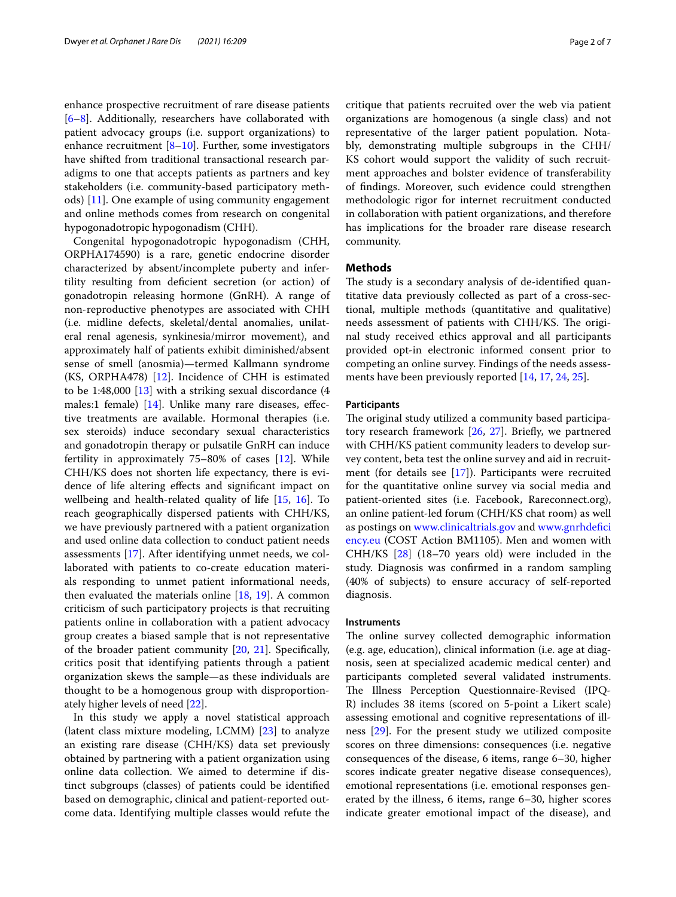enhance prospective recruitment of rare disease patients [6–8]. Additionally, researchers have collaborated with patient advocacy groups (i.e. support organizations) to enhance recruitment [8–10]. Further, some investigators have shifted from traditional transactional research paradigms to one that accepts patients as partners and key stakeholders (i.e. community-based participatory methods) [11]. One example of using community engagement and online methods comes from research on congenital hypogonadotropic hypogonadism (CHH).

Congenital hypogonadotropic hypogonadism (CHH, ORPHA174590) is a rare, genetic endocrine disorder characterized by absent/incomplete puberty and infertility resulting from deficient secretion (or action) of gonadotropin releasing hormone (GnRH). A range of non-reproductive phenotypes are associated with CHH (i.e. midline defects, skeletal/dental anomalies, unilateral renal agenesis, synkinesia/mirror movement), and approximately half of patients exhibit diminished/absent sense of smell (anosmia)—termed Kallmann syndrome (KS, ORPHA478) [12]. Incidence of CHH is estimated to be 1:48,000 [13] with a striking sexual discordance (4 males:1 female) [14]. Unlike many rare diseases, effective treatments are available. Hormonal therapies (i.e. sex steroids) induce secondary sexual characteristics and gonadotropin therapy or pulsatile GnRH can induce fertility in approximately 75–80% of cases [12]. While CHH/KS does not shorten life expectancy, there is evidence of life altering effects and significant impact on wellbeing and health-related quality of life [15, 16]. To reach geographically dispersed patients with CHH/KS, we have previously partnered with a patient organization and used online data collection to conduct patient needs assessments [17]. After identifying unmet needs, we collaborated with patients to co-create education materials responding to unmet patient informational needs, then evaluated the materials online [18, 19]. A common criticism of such participatory projects is that recruiting patients online in collaboration with a patient advocacy group creates a biased sample that is not representative of the broader patient community [20, 21]. Specifically, critics posit that identifying patients through a patient organization skews the sample—as these individuals are thought to be a homogenous group with disproportionately higher levels of need [22].

In this study we apply a novel statistical approach (latent class mixture modeling, LCMM) [23] to analyze an existing rare disease (CHH/KS) data set previously obtained by partnering with a patient organization using online data collection. We aimed to determine if distinct subgroups (classes) of patients could be identified based on demographic, clinical and patient-reported outcome data. Identifying multiple classes would refute the critique that patients recruited over the web via patient organizations are homogenous (a single class) and not representative of the larger patient population. Notably, demonstrating multiple subgroups in the CHH/KS cohort would support the validity of such recruitment approaches and bolster evidence of transferability of findings. Moreover, such evidence could strengthen methodologic rigor for internet recruitment conducted in collaboration with patient organizations, and therefore has implications for the broader rare disease research community.

## Methods

The study is a secondary analysis of de-identified quantitative data previously collected as part of a cross-sectional, multiple methods (quantitative and qualitative) needs assessment of patients with CHH/KS. The original study received ethics approval and all participants provided opt-in electronic informed consent prior to competing an online survey. Findings of the needs assessments have been previously reported [14, 17, 24, 25].

### Participants

The original study utilized a community based participatory research framework [26, 27]. Briefly, we partnered with CHH/KS patient community leaders to develop survey content, beta test the online survey and aid in recruitment (for details see [17]). Participants were recruited for the quantitative online survey via social media and patient-oriented sites (i.e. Facebook, Rareconnect.org), an online patient-led forum (CHH/KS chat room) as well as postings on www.clinicaltrials.gov and www.gnrhdeficiency.eu (COST Action BM1105). Men and women with CHH/KS [28] (18–70 years old) were included in the study. Diagnosis was confirmed in a random sampling (40% of subjects) to ensure accuracy of self-reported diagnosis.

### Instruments

The online survey collected demographic information (e.g. age, education), clinical information (i.e. age at diagnosis, seen at specialized academic medical center) and participants completed several validated instruments. The Illness Perception Questionnaire-Revised (IPQ-R) includes 38 items (scored on 5-point a Likert scale) assessing emotional and cognitive representations of illness [29]. For the present study we utilized composite scores on three dimensions: consequences (i.e. negative consequences of the disease, 6 items, range 6–30, higher scores indicate greater negative disease consequences), emotional representations (i.e. emotional responses generated by the illness, 6 items, range 6–30, higher scores indicate greater emotional impact of the disease), and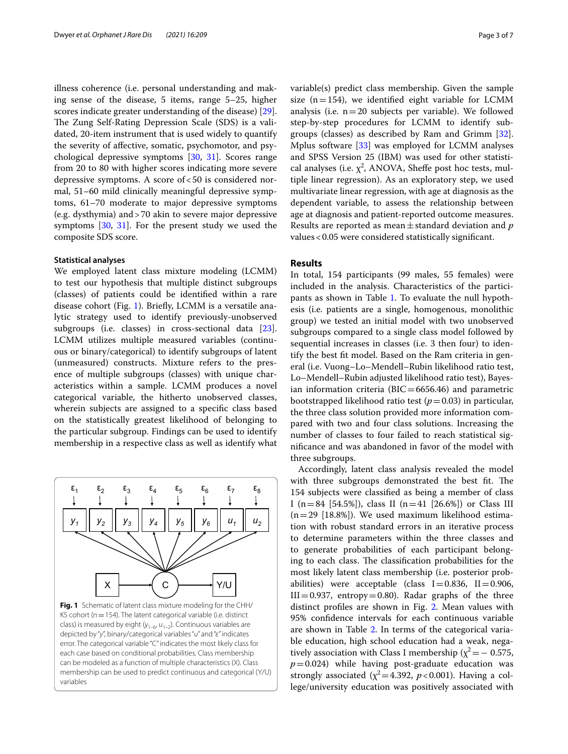illness coherence (i.e. personal understanding and making sense of the disease, 5 items, range 5–25, higher scores indicate greater understanding of the disease) [29]. The Zung Self-Rating Depression Scale (SDS) is a validated, 20-item instrument that is used widely to quantify the severity of affective, somatic, psychomotor, and psychological depressive symptoms [30, 31]. Scores range from 20 to 80 with higher scores indicating more severe depressive symptoms. A score of < 50 is considered normal, 51–60 mild clinically meaningful depressive symptoms, 61–70 moderate to major depressive symptoms (e.g. dysthymia) and > 70 akin to severe major depressive symptoms [30, 31]. For the present study we used the composite SDS score.

#### Statistical analyses

We employed latent class mixture modeling (LCMM) to test our hypothesis that multiple distinct subgroups (classes) of patients could be identified within a rare disease cohort (Fig. 1). Briefly, LCMM is a versatile analytic strategy used to identify previously-unobserved subgroups (i.e. classes) in cross-sectional data [23]. LCMM utilizes multiple measured variables (continuous or binary/categorical) to identify subgroups of latent (unmeasured) constructs. Mixture refers to the presence of multiple subgroups (classes) with unique characteristics within a sample. LCMM produces a novel categorical variable, the hitherto unobserved classes, wherein subjects are assigned to a specific class based on the statistically greatest likelihood of belonging to the particular subgroup. Findings can be used to identify membership in a respective class as well as identify what variable(s) predict class membership. Given the sample size (n = 154), we identified eight variable for LCMM analysis (i.e. n = 20 subjects per variable). We followed step-by-step procedures for LCMM to identify subgroups (classes) as described by Ram and Grimm [32]. Mplus software [33] was employed for LCMM analyses and SPSS Version 25 (IBM) was used for other statistical analyses (i.e. $\chi^2$, ANOVA, Sheffe post hoc tests, multiple linear regression). As an exploratory step, we used multivariate linear regression, with age at diagnosis as the dependent variable, to assess the relationship between age at diagnosis and patient-reported outcome measures. Results are reported as mean ± standard deviation and $p$ values < 0.05 were considered statistically significant.

Fig. 1 Schematic of latent class mixture modeling for the CHH/KS cohort (n = 154). The latent categorical variable (i.e. distinct class) is measured by eight ($y_{1-6}$, $u_{1-2}$). Continuous variables are depicted by "$y$", binary/categorical variables "$u$" and "ε" indicates error. The categorical variable "C" indicates the most likely class for each case based on conditional probabilities. Class membership can be modeled as a function of multiple characteristics (X). Class membership can be used to predict continuous and categorical (Y/U) variables

## Results

In total, 154 participants (99 males, 55 females) were included in the analysis. Characteristics of the participants as shown in Table 1. To evaluate the null hypothesis (i.e. patients are a single, homogenous, monolithic group) we tested an initial model with two unobserved subgroups compared to a single class model followed by sequential increases in classes (i.e. 3 then four) to identify the best fit model. Based on the Ram criteria in general (i.e. Vuong–Lo–Mendell–Rubin likelihood ratio test, Lo–Mendell–Rubin adjusted likelihood ratio test), Bayesian information criteria (BIC = 6656.46) and parametric bootstrapped likelihood ratio test ($p = 0.03$) in particular, the three class solution provided more information compared with two and four class solutions. Increasing the number of classes to four failed to reach statistical significance and was abandoned in favor of the model with three subgroups.

Accordingly, latent class analysis revealed the model with three subgroups demonstrated the best fit. The 154 subjects were classified as being a member of class I (n = 84 [54.5%]), class II (n = 41 [26.6%]) or Class III (n = 29 [18.8%]). We used maximum likelihood estimation with robust standard errors in an iterative process to determine parameters within the three classes and to generate probabilities of each participant belonging to each class. The classification probabilities for the most likely latent class membership (i.e. posterior probabilities) were acceptable (class I = 0.836, II = 0.906, III = 0.937, entropy = 0.80). Radar graphs of the three distinct profiles are shown in Fig. 2. Mean values with 95% confidence intervals for each continuous variable are shown in Table 2. In terms of the categorical variable education, high school education had a weak, negatively association with Class I membership ($\chi^2 = -0.575$, $p = 0.024$) while having post-graduate education was strongly associated ($\chi^2 = 4.392$, $p < 0.001$). Having a college/university education was positively associated with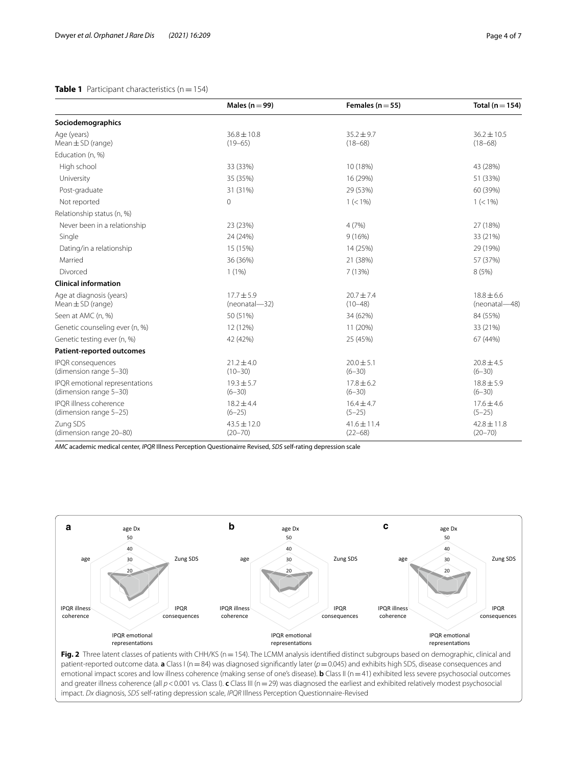**Table 1** Participant characteristics (n = 154)

| | Males (n = 99) | Females (n = 55) | Total (n = 154) |
|---|---|---|---|
| **Sociodemographics** | | | |
| Age (years)<br>Mean ± SD (range) | 36.8 ± 10.8<br>(19–65) | 35.2 ± 9.7<br>(18–68) | 36.2 ± 10.5<br>(18–68) |
| Education (n, %) | | | |
| High school | 33 (33%) | 10 (18%) | 43 (28%) |
| University | 35 (35%) | 16 (29%) | 51 (33%) |
| Post-graduate | 31 (31%) | 29 (53%) | 60 (39%) |
| Not reported | 0 | 1 (< 1%) | 1 (< 1%) |
| Relationship status (n, %) | | | |
| Never been in a relationship | 23 (23%) | 4 (7%) | 27 (18%) |
| Single | 24 (24%) | 9 (16%) | 33 (21%) |
| Dating/in a relationship | 15 (15%) | 14 (25%) | 29 (19%) |
| Married | 36 (36%) | 21 (38%) | 57 (37%) |
| Divorced | 1 (1%) | 7 (13%) | 8 (5%) |
| **Clinical information** | | | |
| Age at diagnosis (years)<br>Mean ± SD (range) | 17.7 ± 5.9<br>(neonatal—32) | 20.7 ± 7.4<br>(10–48) | 18.8 ± 6.6<br>(neonatal—48) |
| Seen at AMC (n, %) | 50 (51%) | 34 (62%) | 84 (55%) |
| Genetic counseling ever (n, %) | 12 (12%) | 11 (20%) | 33 (21%) |
| Genetic testing ever (n, %) | 42 (42%) | 25 (45%) | 67 (44%) |
| **Patient-reported outcomes** | | | |
| IPQR consequences<br>(dimension range 5–30) | 21.2 ± 4.0<br>(10–30) | 20.0 ± 5.1<br>(6–30) | 20.8 ± 4.5<br>(6–30) |
| IPQR emotional representations<br>(dimension range 5–30) | 19.3 ± 5.7<br>(6–30) | 17.8 ± 6.2<br>(6–30) | 18.8 ± 5.9<br>(6–30) |
| IPQR illness coherence<br>(dimension range 5–25) | 18.2 ± 4.4<br>(6–25) | 16.4 ± 4.7<br>(5–25) | 17.6 ± 4.6<br>(5–25) |
| Zung SDS<br>(dimension range 20–80) | 43.5 ± 12.0<br>(20–70) | 41.6 ± 11.4<br>(22–68) | 42.8 ± 11.8<br>(20–70) |

*AMC* academic medical center, *IPQR* Illness Perception Questionairre Revised, *SDS* self-rating depression scale

**Fig. 2** Three latent classes of patients with CHH/KS (n = 154). The LCMM analysis identified distinct subgroups based on demographic, clinical and patient-reported outcome data. **a** Class I (n = 84) was diagnosed significantly later ($p = 0.045$) and exhibits high SDS, disease consequences and emotional impact scores and low illness coherence (making sense of one's disease). **b** Class II (n = 41) exhibited less severe psychosocial outcomes and greater illness coherence (all $p < 0.001$ vs. Class I). **c** Class III (n = 29) was diagnosed the earliest and exhibited relatively modest psychosocial impact. *Dx* diagnosis, *SDS* self-rating depression scale, *IPQR* Illness Perception Questionnaire-Revised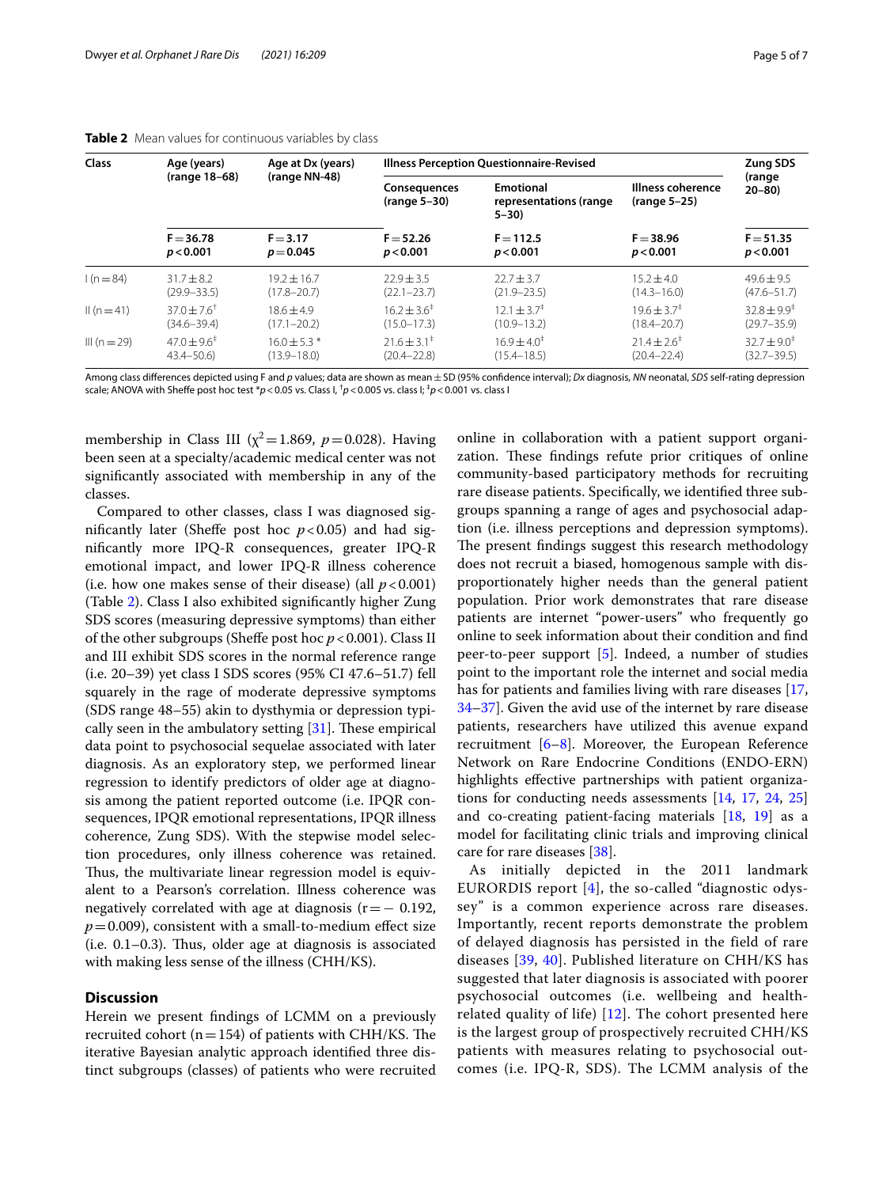**Table 2** Mean values for continuous variables by class

| Class | Age (years) (range 18–68) | Age at Dx (years) (range NN-48) | Illness Perception Questionnaire-Revised | | | Zung SDS (range 20–80) |
|---|---|---|---|---|---|---|
| | | | Consequences (range 5–30) | Emotional representations (range 5–30) | Illness coherence (range 5–25) | |
| | $F = 36.78$ $p < 0.001$ | $F = 3.17$ $p = 0.045$ | $F = 52.26$ $p < 0.001$ | $F = 112.5$ $p < 0.001$ | $F = 38.96$ $p < 0.001$ | $F = 51.35$ $p < 0.001$ |
| I (n = 84) | 31.7 ± 8.2 (29.9–33.5) | 19.2 ± 16.7 (17.8–20.7) | 22.9 ± 3.5 (22.1–23.7) | 22.7 ± 3.7 (21.9–23.5) | 15.2 ± 4.0 (14.3–16.0) | 49.6 ± 9.5 (47.6–51.7) |
| II (n = 41) | 37.0 ± 7.6[†] (34.6–39.4) | 18.6 ± 4.9 (17.1–20.2) | 16.2 ± 3.6[‡] (15.0–17.3) | 12.1 ± 3.7[‡] (10.9–13.2) | 19.6 ± 3.7[‡] (18.4–20.7) | 32.8 ± 9.9[‡] (29.7–35.9) |
| III (n = 29) | 47.0 ± 9.6[‡] 43.4–50.6) | 16.0 ± 5.3 * (13.9–18.0) | 21.6 ± 3.1[‡] (20.4–22.8) | 16.9 ± 4.0[‡] (15.4–18.5) | 21.4 ± 2.6[‡] (20.4–22.4) | 32.7 ± 9.0[‡] (32.7–39.5) |

Among class differences depicted using F and *p* values; data are shown as mean ± SD (95% confidence interval); *Dx* diagnosis, *NN* neonatal, *SDS* self-rating depression scale; ANOVA with Sheffe post hoc test *$p < 0.05$ vs. Class I, [†]$p < 0.005$ vs. class I; [‡]$p < 0.001$ vs. class I

membership in Class III ($\chi^2 = 1.869$, $p = 0.028$). Having been seen at a specialty/academic medical center was not significantly associated with membership in any of the classes.

Compared to other classes, class I was diagnosed significantly later (Sheffe post hoc $p < 0.05$) and had significantly more IPQ-R consequences, greater IPQ-R emotional impact, and lower IPQ-R illness coherence (i.e. how one makes sense of their disease) (all $p < 0.001$) (Table 2). Class I also exhibited significantly higher Zung SDS scores (measuring depressive symptoms) than either of the other subgroups (Sheffe post hoc $p < 0.001$). Class II and III exhibit SDS scores in the normal reference range (i.e. 20–39) yet class I SDS scores (95% CI 47.6–51.7) fell squarely in the range of moderate depressive symptoms (SDS range 48–55) akin to dysthymia or depression typically seen in the ambulatory setting [31]. These empirical data point to psychosocial sequelae associated with later diagnosis. As an exploratory step, we performed linear regression to identify predictors of older age at diagnosis among the patient reported outcome (i.e. IPQR consequences, IPQR emotional representations, IPQR illness coherence, Zung SDS). With the stepwise model selection procedures, only illness coherence was retained. Thus, the multivariate linear regression model is equivalent to a Pearson's correlation. Illness coherence was negatively correlated with age at diagnosis ($r = -0.192$, $p = 0.009$), consistent with a small-to-medium effect size (i.e. 0.1–0.3). Thus, older age at diagnosis is associated with making less sense of the illness (CHH/KS).

## Discussion

Herein we present findings of LCMM on a previously recruited cohort ($n = 154$) of patients with CHH/KS. The iterative Bayesian analytic approach identified three distinct subgroups (classes) of patients who were recruited online in collaboration with a patient support organization. These findings refute prior critiques of online community-based participatory methods for recruiting rare disease patients. Specifically, we identified three subgroups spanning a range of ages and psychosocial adaptation (i.e. illness perceptions and depression symptoms). The present findings suggest this research methodology does not recruit a biased, homogenous sample with disproportionately higher needs than the general patient population. Prior work demonstrates that rare disease patients are internet "power-users" who frequently go online to seek information about their condition and find peer-to-peer support [5]. Indeed, a number of studies point to the important role the internet and social media has for patients and families living with rare diseases [17, 34–37]. Given the avid use of the internet by rare disease patients, researchers have utilized this avenue expand recruitment [6–8]. Moreover, the European Reference Network on Rare Endocrine Conditions (ENDO-ERN) highlights effective partnerships with patient organizations for conducting needs assessments [14, 17, 24, 25] and co-creating patient-facing materials [18, 19] as a model for facilitating clinic trials and improving clinical care for rare diseases [38].

As initially depicted in the 2011 landmark EURORDIS report [4], the so-called "diagnostic odyssey" is a common experience across rare diseases. Importantly, recent reports demonstrate the problem of delayed diagnosis has persisted in the field of rare diseases [39, 40]. Published literature on CHH/KS has suggested that later diagnosis is associated with poorer psychosocial outcomes (i.e. wellbeing and health-related quality of life) [12]. The cohort presented here is the largest group of prospectively recruited CHH/KS patients with measures relating to psychosocial outcomes (i.e. IPQ-R, SDS). The LCMM analysis of the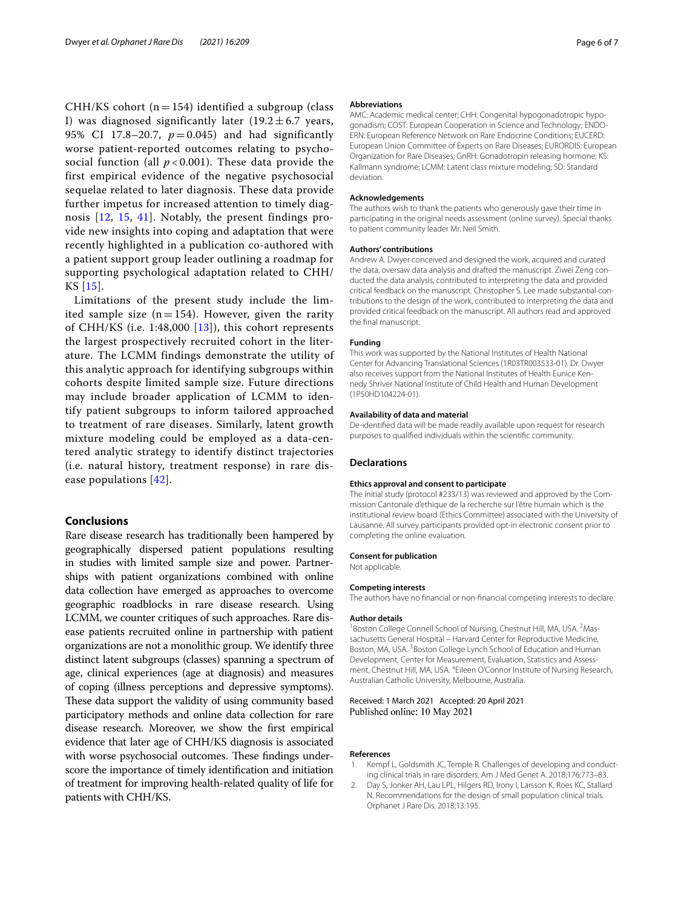CHH/KS cohort ($n = 154$) identified a subgroup (class I) was diagnosed significantly later ($19.2 \pm 6.7$ years, 95% CI 17.8–20.7, $p = 0.045$) and had significantly worse patient-reported outcomes relating to psychosocial function (all $p < 0.001$). These data provide the first empirical evidence of the negative psychosocial sequelae related to later diagnosis. These data provide further impetus for increased attention to timely diagnosis [12, 15, 41]. Notably, the present findings provide new insights into coping and adaptation that were recently highlighted in a publication co-authored with a patient support group leader outlining a roadmap for supporting psychological adaptation related to CHH/KS [15].

Limitations of the present study include the limited sample size ($n = 154$). However, given the rarity of CHH/KS (i.e. 1:48,000 [13]), this cohort represents the largest prospectively recruited cohort in the literature. The LCMM findings demonstrate the utility of this analytic approach for identifying subgroups within cohorts despite limited sample size. Future directions may include broader application of LCMM to identify patient subgroups to inform tailored approached to treatment of rare diseases. Similarly, latent growth mixture modeling could be employed as a data-centered analytic strategy to identify distinct trajectories (i.e. natural history, treatment response) in rare disease populations [42].

## Conclusions

Rare disease research has traditionally been hampered by geographically dispersed patient populations resulting in studies with limited sample size and power. Partnerships with patient organizations combined with online data collection have emerged as approaches to overcome geographic roadblocks in rare disease research. Using LCMM, we counter critiques of such approaches. Rare disease patients recruited online in partnership with patient organizations are not a monolithic group. We identify three distinct latent subgroups (classes) spanning a spectrum of age, clinical experiences (age at diagnosis) and measures of coping (illness perceptions and depressive symptoms). These data support the validity of using community based participatory methods and online data collection for rare disease research. Moreover, we show the first empirical evidence that later age of CHH/KS diagnosis is associated with worse psychosocial outcomes. These findings underscore the importance of timely identification and initiation of treatment for improving health-related quality of life for patients with CHH/KS.

### Abbreviations

AMC: Academic medical center; CHH: Congenital hypogonadotropic hypogonadism; COST: European Cooperation in Science and Technology; ENDO-ERN: European Reference Network on Rare Endocrine Conditions; EUCERD: European Union Committee of Experts on Rare Diseases; EURORDIS: European Organization for Rare Diseases; GnRH: Gonadotropin releasing hormone; KS: Kallmann syndrome; LCMM: Latent class mixture modeling; SD: Standard deviation.

### Acknowledgements

The authors wish to thank the patients who generously gave their time in participating in the original needs assessment (online survey). Special thanks to patient community leader Mr. Neil Smith.

### Authors' contributions

Andrew A. Dwyer conceived and designed the work, acquired and curated the data, oversaw data analysis and drafted the manuscript. Ziwei Zeng conducted the data analysis, contributed to interpreting the data and provided critical feedback on the manuscript. Christopher S. Lee made substantial contributions to the design of the work, contributed to interpreting the data and provided critical feedback on the manuscript. All authors read and approved the final manuscript.

### Funding

This work was supported by the National Institutes of Health National Center for Advancing Translational Sciences (1R03TR003533-01). Dr. Dwyer also receives support from the National Institutes of Health Eunice Kennedy Shriver National Institute of Child Health and Human Development (1P50HD104224-01).

### Availability of data and material

De-identified data will be made readily available upon request for research purposes to qualified individuals within the scientific community.

## Declarations

### Ethics approval and consent to participate

The initial study (protocol #233/13) was reviewed and approved by the Commission Cantonale d'ethique de la recherche sur l'être humain which is the institutional review board (Ethics Committee) associated with the University of Lausanne. All survey participants provided opt-in electronic consent prior to completing the online evaluation.

### Consent for publication

Not applicable.

### Competing interests

The authors have no financial or non-financial competing interests to declare.

### Author details

[1] Boston College Connell School of Nursing, Chestnut Hill, MA, USA. [2] Massachusetts General Hospital – Harvard Center for Reproductive Medicine, Boston, MA, USA. [3] Boston College Lynch School of Education and Human Development, Center for Measurement, Evaluation, Statistics and Assessment, Chestnut Hill, MA, USA. [4] Eileen O'Connor Institute of Nursing Research, Australian Catholic University, Melbourne, Australia.

Received: 1 March 2021 Accepted: 20 April 2021
Published online: 10 May 2021

### References

1. Kempf L, Goldsmith JC, Temple R. Challenges of developing and conducting clinical trials in rare disorders. Am J Med Genet A. 2018;176:773–83.
2. Day S, Jonker AH, Lau LPL, Hilgers RD, Irony I, Larsson K, Roes KC, Stallard N. Recommendations for the design of small population clinical trials. Orphanet J Rare Dis. 2018;13:195.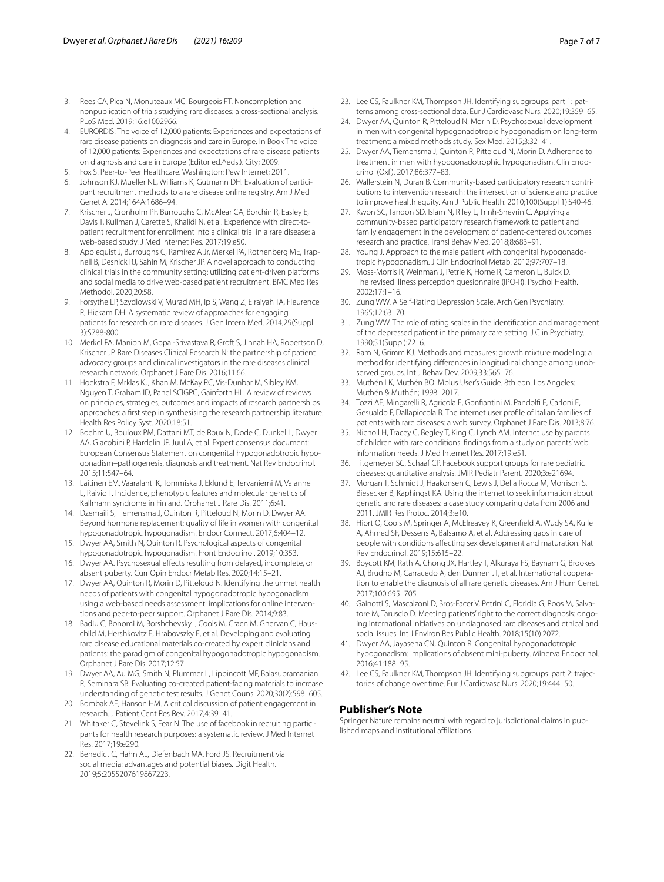3. Rees CA, Pica N, Monuteaux MC, Bourgeois FT. Noncompletion and nonpublication of trials studying rare diseases: a cross-sectional analysis. PLoS Med. 2019;16:e1002966.
4. EURORDIS: The voice of 12,000 patients: Experiences and expectations of rare disease patients on diagnosis and care in Europe. In Book The voice of 12,000 patients: Experiences and expectations of rare disease patients on diagnosis and care in Europe (Editor ed.^eds.). City; 2009.
5. Fox S. Peer-to-Peer Healthcare. Washington: Pew Internet; 2011.
6. Johnson KJ, Mueller NL, Williams K, Gutmann DH. Evaluation of participant recruitment methods to a rare disease online registry. Am J Med Genet A. 2014;164A:1686–94.
7. Krischer J, Cronholm PF, Burroughs C, McAlear CA, Borchin R, Easley E, Davis T, Kullman J, Carette S, Khalidi N, et al. Experience with direct-to-patient recruitment for enrollment into a clinical trial in a rare disease: a web-based study. J Med Internet Res. 2017;19:e50.
8. Applequist J, Burroughs C, Ramirez A Jr, Merkel PA, Rothenberg ME, Trapnell B, Desnick RJ, Sahin M, Krischer JP. A novel approach to conducting clinical trials in the community setting: utilizing patient-driven platforms and social media to drive web-based patient recruitment. BMC Med Res Methodol. 2020;20:58.
9. Forsythe LP, Szydlowski V, Murad MH, Ip S, Wang Z, Elraiyah TA, Fleurence R, Hickam DH. A systematic review of approaches for engaging patients for research on rare diseases. J Gen Intern Med. 2014;29(Suppl 3):S788-800.
10. Merkel PA, Manion M, Gopal-Srivastava R, Groft S, Jinnah HA, Robertson D, Krischer JP. Rare Diseases Clinical Research N: the partnership of patient advocacy groups and clinical investigators in the rare diseases clinical research network. Orphanet J Rare Dis. 2016;11:66.
11. Hoekstra F, Mrklas KJ, Khan M, McKay RC, Vis-Dunbar M, Sibley KM, Nguyen T, Graham ID, Panel SCIGPC, Gainforth HL. A review of reviews on principles, strategies, outcomes and impacts of research partnerships approaches: a first step in synthesising the research partnership literature. Health Res Policy Syst. 2020;18:51.
12. Boehm U, Bouloux PM, Dattani MT, de Roux N, Dode C, Dunkel L, Dwyer AA, Giacobini P, Hardelin JP, Juul A, et al. Expert consensus document: European Consensus Statement on congenital hypogonadotropic hypogonadism–pathogenesis, diagnosis and treatment. Nat Rev Endocrinol. 2015;11:547–64.
13. Laitinen EM, Vaaralahti K, Tommiska J, Eklund E, Tervaniemi M, Valanne L, Raivio T. Incidence, phenotypic features and molecular genetics of Kallmann syndrome in Finland. Orphanet J Rare Dis. 2011;6:41.
14. Dzemaili S, Tiemensma J, Quinton R, Pitteloud N, Morin D, Dwyer AA. Beyond hormone replacement: quality of life in women with congenital hypogonadotropic hypogonadism. Endocr Connect. 2017;6:404–12.
15. Dwyer AA, Smith N, Quinton R. Psychological aspects of congenital hypogonadotropic hypogonadism. Front Endocrinol. 2019;10:353.
16. Dwyer AA. Psychosexual effects resulting from delayed, incomplete, or absent puberty. Curr Opin Endocr Metab Res. 2020;14:15–21.
17. Dwyer AA, Quinton R, Morin D, Pitteloud N. Identifying the unmet health needs of patients with congenital hypogonadotropic hypogonadism using a web-based needs assessment: implications for online interventions and peer-to-peer support. Orphanet J Rare Dis. 2014;9:83.
18. Badiu C, Bonomi M, Borshchevsky I, Cools M, Craen M, Ghervan C, Hauschild M, Hershkovitz E, Hrabovszky E, et al. Developing and evaluating rare disease educational materials co-created by expert clinicians and patients: the paradigm of congenital hypogonadotropic hypogonadism. Orphanet J Rare Dis. 2017;12:57.
19. Dwyer AA, Au MG, Smith N, Plummer L, Lippincott MF, Balasubramanian R, Seminara SB. Evaluating co-created patient-facing materials to increase understanding of genetic test results. J Genet Couns. 2020;30(2):598–605.
20. Bombak AE, Hanson HM. A critical discussion of patient engagement in research. J Patient Cent Res Rev. 2017;4:39–41.
21. Whitaker C, Stevelink S, Fear N. The use of facebook in recruiting participants for health research purposes: a systematic review. J Med Internet Res. 2017;19:e290.
22. Benedict C, Hahn AL, Diefenbach MA, Ford JS. Recruitment via social media: advantages and potential biases. Digit Health. 2019;5:2055207619867223.
23. Lee CS, Faulkner KM, Thompson JH. Identifying subgroups: part 1: patterns among cross-sectional data. Eur J Cardiovasc Nurs. 2020;19:359–65.
24. Dwyer AA, Quinton R, Pitteloud N, Morin D. Psychosexual development in men with congenital hypogonadotropic hypogonadism on long-term treatment: a mixed methods study. Sex Med. 2015;3:32–41.
25. Dwyer AA, Tiemensma J, Quinton R, Pitteloud N, Morin D. Adherence to treatment in men with hypogonadotrophic hypogonadism. Clin Endocrinol (Oxf). 2017;86:377–83.
26. Wallerstein N, Duran B. Community-based participatory research contributions to intervention research: the intersection of science and practice to improve health equity. Am J Public Health. 2010;100(Suppl 1):S40-46.
27. Kwon SC, Tandon SD, Islam N, Riley L, Trinh-Shevrin C. Applying a community-based participatory research framework to patient and family engagement in the development of patient-centered outcomes research and practice. Transl Behav Med. 2018;8:683–91.
28. Young J. Approach to the male patient with congenital hypogonadotropic hypogonadism. J Clin Endocrinol Metab. 2012;97:707–18.
29. Moss-Morris R, Weinman J, Petrie K, Horne R, Cameron L, Buick D. The revised illness perception quesionnaire (IPQ-R). Psychol Health. 2002;17:1–16.
30. Zung WW. A Self-Rating Depression Scale. Arch Gen Psychiatry. 1965;12:63–70.
31. Zung WW. The role of rating scales in the identification and management of the depressed patient in the primary care setting. J Clin Psychiatry. 1990;51(Suppl):72–6.
32. Ram N, Grimm KJ. Methods and measures: growth mixture modeling: a method for identifying differences in longitudinal change among unobserved groups. Int J Behav Dev. 2009;33:565–76.
33. Muthén LK, Muthén BO: Mplus User's Guide. 8th edn. Los Angeles: Muthén & Muthén; 1998–2017.
34. Tozzi AE, Mingarelli R, Agricola E, Gonfiantini M, Pandolfi E, Carloni E, Gesualdo F, Dallapiccola B. The internet user profile of Italian families of patients with rare diseases: a web survey. Orphanet J Rare Dis. 2013;8:76.
35. Nicholl H, Tracey C, Begley T, King C, Lynch AM. Internet use by parents of children with rare conditions: findings from a study on parents' web information needs. J Med Internet Res. 2017;19:e51.
36. Titgemeyer SC, Schaaf CP. Facebook support groups for rare pediatric diseases: quantitative analysis. JMIR Pediatr Parent. 2020;3:e21694.
37. Morgan T, Schmidt J, Haakonsen C, Lewis J, Della Rocca M, Morrison S, Biesecker B, Kaphingst KA. Using the internet to seek information about genetic and rare diseases: a case study comparing data from 2006 and 2011. JMIR Res Protoc. 2014;3:e10.
38. Hiort O, Cools M, Springer A, McElreavey K, Greenfield A, Wudy SA, Kulle A, Ahmed SF, Dessens A, Balsamo A, et al. Addressing gaps in care of people with conditions affecting sex development and maturation. Nat Rev Endocrinol. 2019;15:615–22.
39. Boycott KM, Rath A, Chong JX, Hartley T, Alkuraya FS, Baynam G, Brookes AJ, Brudno M, Carracedo A, den Dunnen JT, et al. International cooperation to enable the diagnosis of all rare genetic diseases. Am J Hum Genet. 2017;100:695–705.
40. Gainotti S, Mascalzoni D, Bros-Facer V, Petrini C, Floridia G, Roos M, Salvatore M, Taruscio D. Meeting patients' right to the correct diagnosis: ongoing international initiatives on undiagnosed rare diseases and ethical and social issues. Int J Environ Res Public Health. 2018;15(10):2072.
41. Dwyer AA, Jayasena CN, Quinton R. Congenital hypogonadotropic hypogonadism: implications of absent mini-puberty. Minerva Endocrinol. 2016;41:188–95.
42. Lee CS, Faulkner KM, Thompson JH. Identifying subgroups: part 2: trajectories of change over time. Eur J Cardiovasc Nurs. 2020;19:444–50.

## Publisher's Note

Springer Nature remains neutral with regard to jurisdictional claims in published maps and institutional affiliations.